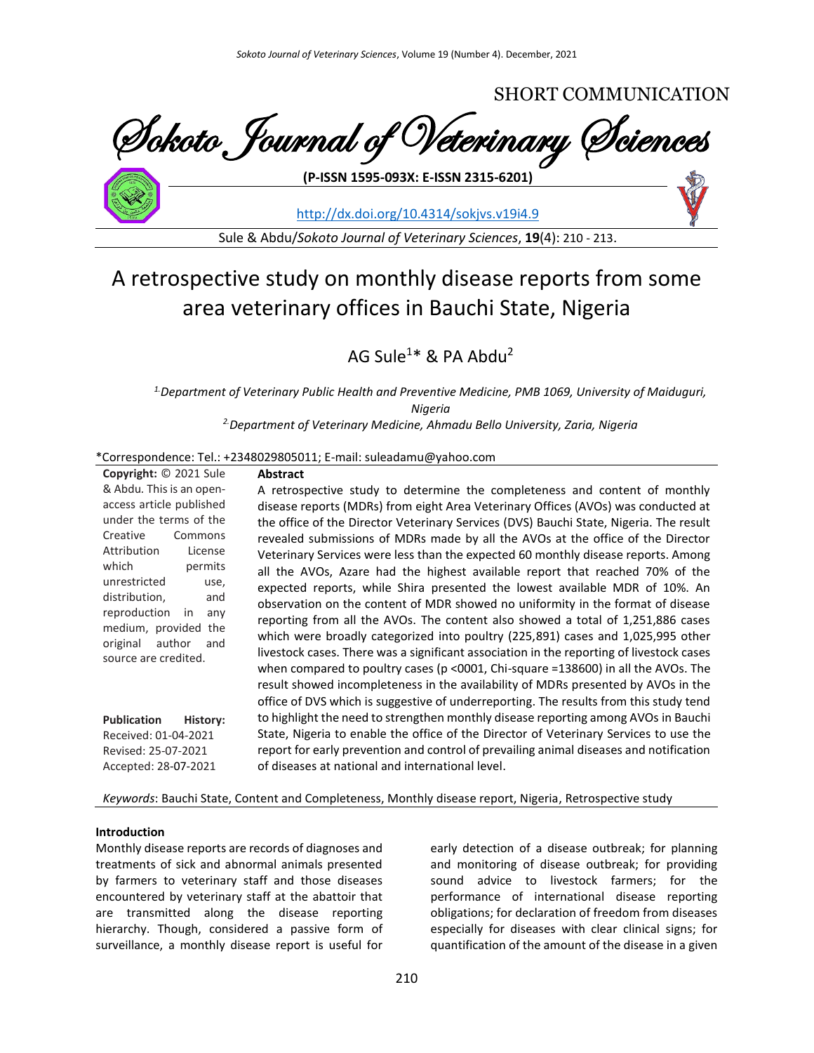SHORT COMMUNICATION

Sokoto Journal of Veterinary Sciences

**(P-ISSN 1595-093X: E-ISSN 2315-6201)**

http://dx.doi.org/10.4314/sokjvs.v19i4.9

Sule & Abdu/*Sokoto Journal of Veterinary Sciences*, **19**(4): 210 - 213.

# A retrospective study on monthly disease reports from some area veterinary offices in Bauchi State, Nigeria

AG Sule[1]* & PA Abdu[2]

*1. Department of Veterinary Public Health and Preventive Medicine, PMB 1069, University of Maiduguri, Nigeria*

*2. Department of Veterinary Medicine, Ahmadu Bello University, Zaria, Nigeria*

*Correspondence: Tel.: +2348029805011; E-mail: suleadamu@yahoo.com

**Copyright:** © 2021 Sule & Abdu. This is an open-access article published under the terms of the Creative Commons Attribution License which permits unrestricted use, distribution, and reproduction in any medium, provided the original author and source are credited.

**Publication History:**
Received: 01-04-2021
Revised: 25-07-2021
Accepted: 28-07-2021

**Abstract**

A retrospective study to determine the completeness and content of monthly disease reports (MDRs) from eight Area Veterinary Offices (AVOs) was conducted at the office of the Director Veterinary Services (DVS) Bauchi State, Nigeria. The result revealed submissions of MDRs made by all the AVOs at the office of the Director Veterinary Services were less than the expected 60 monthly disease reports. Among all the AVOs, Azare had the highest available report that reached 70% of the expected reports, while Shira presented the lowest available MDR of 10%. An observation on the content of MDR showed no uniformity in the format of disease reporting from all the AVOs. The content also showed a total of 1,251,886 cases which were broadly categorized into poultry (225,891) cases and 1,025,995 other livestock cases. There was a significant association in the reporting of livestock cases when compared to poultry cases (p <0001, Chi-square =138600) in all the AVOs. The result showed incompleteness in the availability of MDRs presented by AVOs in the office of DVS which is suggestive of underreporting. The results from this study tend to highlight the need to strengthen monthly disease reporting among AVOs in Bauchi State, Nigeria to enable the office of the Director of Veterinary Services to use the report for early prevention and control of prevailing animal diseases and notification of diseases at national and international level.

*Keywords*: Bauchi State, Content and Completeness, Monthly disease report, Nigeria, Retrospective study

**Introduction**

Monthly disease reports are records of diagnoses and treatments of sick and abnormal animals presented by farmers to veterinary staff and those diseases encountered by veterinary staff at the abattoir that are transmitted along the disease reporting hierarchy. Though, considered a passive form of surveillance, a monthly disease report is useful for early detection of a disease outbreak; for planning and monitoring of disease outbreak; for providing sound advice to livestock farmers; for the performance of international disease reporting obligations; for declaration of freedom from diseases especially for diseases with clear clinical signs; for quantification of the amount of the disease in a given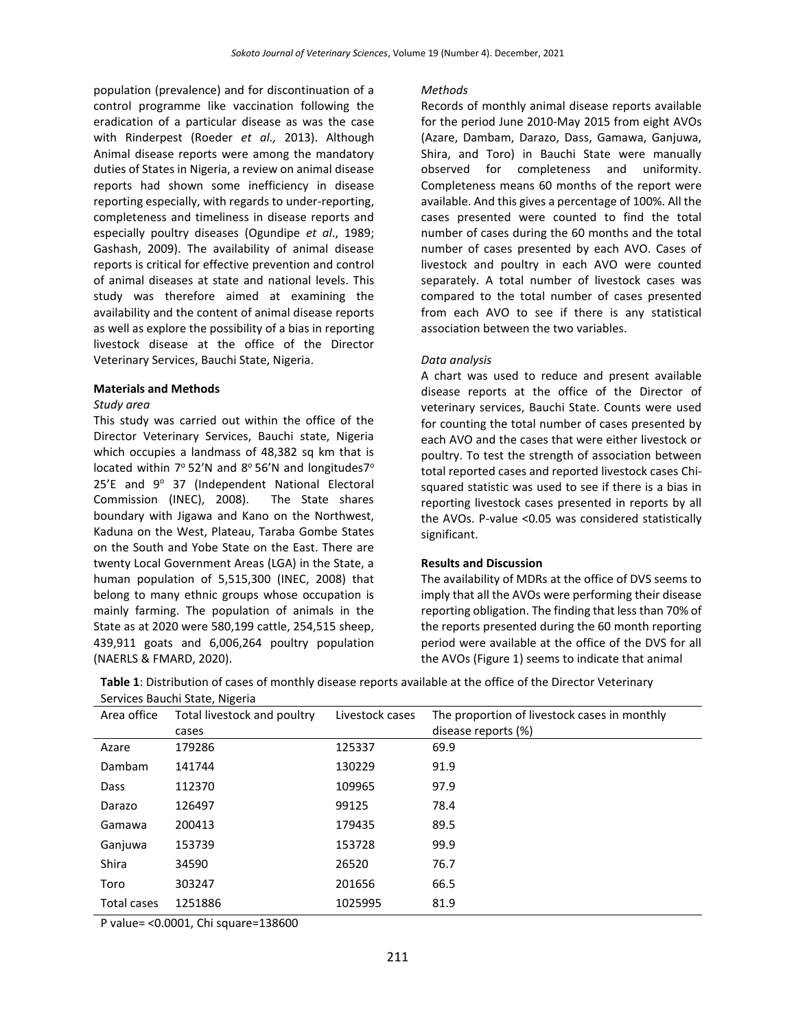population (prevalence) and for discontinuation of a control programme like vaccination following the eradication of a particular disease as was the case with Rinderpest (Roeder *et al.,* 2013). Although Animal disease reports were among the mandatory duties of States in Nigeria, a review on animal disease reports had shown some inefficiency in disease reporting especially, with regards to under-reporting, completeness and timeliness in disease reports and especially poultry diseases (Ogundipe *et al*., 1989; Gashash, 2009). The availability of animal disease reports is critical for effective prevention and control of animal diseases at state and national levels. This study was therefore aimed at examining the availability and the content of animal disease reports as well as explore the possibility of a bias in reporting livestock disease at the office of the Director Veterinary Services, Bauchi State, Nigeria.

## Materials and Methods

*Study area*

This study was carried out within the office of the Director Veterinary Services, Bauchi state, Nigeria which occupies a landmass of 48,382 sq km that is located within 7° 52'N and 8° 56'N and longitudes7° 25'E and 9° 37 (Independent National Electoral Commission (INEC), 2008). The State shares boundary with Jigawa and Kano on the Northwest, Kaduna on the West, Plateau, Taraba Gombe States on the South and Yobe State on the East. There are twenty Local Government Areas (LGA) in the State, a human population of 5,515,300 (INEC, 2008) that belong to many ethnic groups whose occupation is mainly farming. The population of animals in the State as at 2020 were 580,199 cattle, 254,515 sheep, 439,911 goats and 6,006,264 poultry population (NAERLS & FMARD, 2020).

*Methods*

Records of monthly animal disease reports available for the period June 2010-May 2015 from eight AVOs (Azare, Dambam, Darazo, Dass, Gamawa, Ganjuwa, Shira, and Toro) in Bauchi State were manually observed for completeness and uniformity. Completeness means 60 months of the report were available. And this gives a percentage of 100%. All the cases presented were counted to find the total number of cases during the 60 months and the total number of cases presented by each AVO. Cases of livestock and poultry in each AVO were counted separately. A total number of livestock cases was compared to the total number of cases presented from each AVO to see if there is any statistical association between the two variables.

*Data analysis*

A chart was used to reduce and present available disease reports at the office of the Director of veterinary services, Bauchi State. Counts were used for counting the total number of cases presented by each AVO and the cases that were either livestock or poultry. To test the strength of association between total reported cases and reported livestock cases Chi-squared statistic was used to see if there is a bias in reporting livestock cases presented in reports by all the AVOs. P-value <0.05 was considered statistically significant.

## Results and Discussion

The availability of MDRs at the office of DVS seems to imply that all the AVOs were performing their disease reporting obligation. The finding that less than 70% of the reports presented during the 60 month reporting period were available at the office of the DVS for all the AVOs (Figure 1) seems to indicate that animal

**Table 1**: Distribution of cases of monthly disease reports available at the office of the Director Veterinary Services Bauchi State, Nigeria

| Area office | Total livestock and poultry cases | Livestock cases | The proportion of livestock cases in monthly disease reports (%) |
|---|---|---|---|
| Azare | 179286 | 125337 | 69.9 |
| Dambam | 141744 | 130229 | 91.9 |
| Dass | 112370 | 109965 | 97.9 |
| Darazo | 126497 | 99125 | 78.4 |
| Gamawa | 200413 | 179435 | 89.5 |
| Ganjuwa | 153739 | 153728 | 99.9 |
| Shira | 34590 | 26520 | 76.7 |
| Toro | 303247 | 201656 | 66.5 |
| Total cases | 1251886 | 1025995 | 81.9 |

P value= <0.0001, Chi square=138600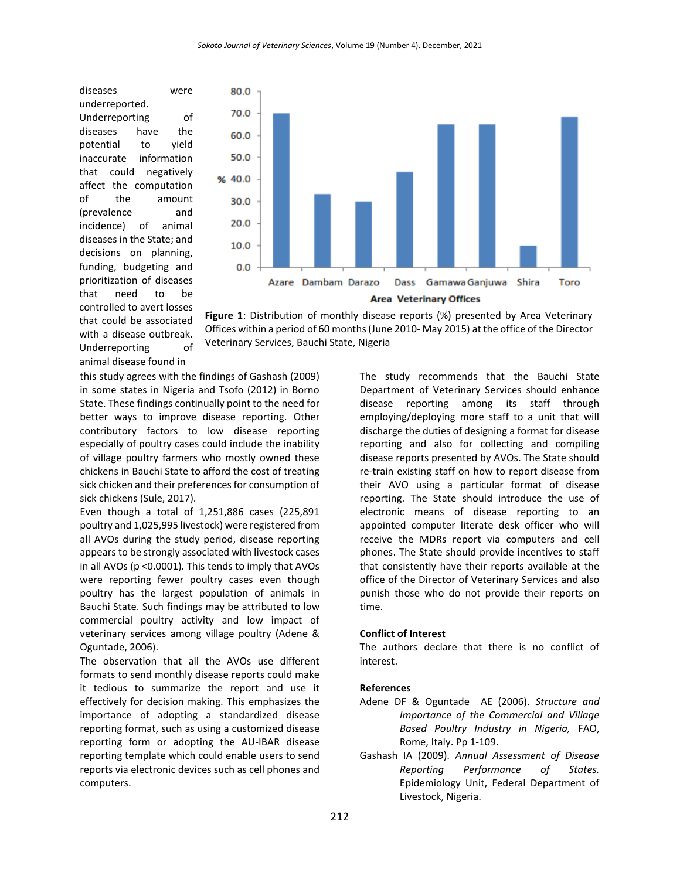diseases were underreported. Underreporting of diseases have the potential to yield inaccurate information that could negatively affect the computation of the amount (prevalence and incidence) of animal diseases in the State; and decisions on planning, funding, budgeting and prioritization of diseases that need to be controlled to avert losses that could be associated with a disease outbreak. Underreporting of animal disease found in this study agrees with the findings of Gashash (2009) in some states in Nigeria and Tsofo (2012) in Borno State. These findings continually point to the need for better ways to improve disease reporting. Other contributory factors to low disease reporting especially of poultry cases could include the inability of village poultry farmers who mostly owned these chickens in Bauchi State to afford the cost of treating sick chicken and their preferences for consumption of sick chickens (Sule, 2017).

80.0
70.0
60.0
50.0
% 40.0
30.0
20.0
10.0
0.0
Azare Dambam Darazo Dass Gamawa Ganjuwa Shira Toro
Area Veterinary Offices

**Figure 1**: Distribution of monthly disease reports (%) presented by Area Veterinary Offices within a period of 60 months (June 2010- May 2015) at the office of the Director Veterinary Services, Bauchi State, Nigeria

Even though a total of 1,251,886 cases (225,891 poultry and 1,025,995 livestock) were registered from all AVOs during the study period, disease reporting appears to be strongly associated with livestock cases in all AVOs ($p < 0.0001$). This tends to imply that AVOs were reporting fewer poultry cases even though poultry has the largest population of animals in Bauchi State. Such findings may be attributed to low commercial poultry activity and low impact of veterinary services among village poultry (Adene & Oguntade, 2006).

The observation that all the AVOs use different formats to send monthly disease reports could make it tedious to summarize the report and use it effectively for decision making. This emphasizes the importance of adopting a standardized disease reporting format, such as using a customized disease reporting form or adopting the AU-IBAR disease reporting template which could enable users to send reports via electronic devices such as cell phones and computers.

The study recommends that the Bauchi State Department of Veterinary Services should enhance disease reporting among its staff through employing/deploying more staff to a unit that will discharge the duties of designing a format for disease reporting and also for collecting and compiling disease reports presented by AVOs. The State should re-train existing staff on how to report disease from their AVO using a particular format of disease reporting. The State should introduce the use of electronic means of disease reporting to an appointed computer literate desk officer who will receive the MDRs report via computers and cell phones. The State should provide incentives to staff that consistently have their reports available at the office of the Director of Veterinary Services and also punish those who do not provide their reports on time.

### Conflict of Interest

The authors declare that there is no conflict of interest.

### References

Adene DF & Oguntade AE (2006). *Structure and Importance of the Commercial and Village Based Poultry Industry in Nigeria,* FAO, Rome, Italy. Pp 1-109.

Gashash IA (2009). *Annual Assessment of Disease Reporting Performance of States.* Epidemiology Unit, Federal Department of Livestock, Nigeria.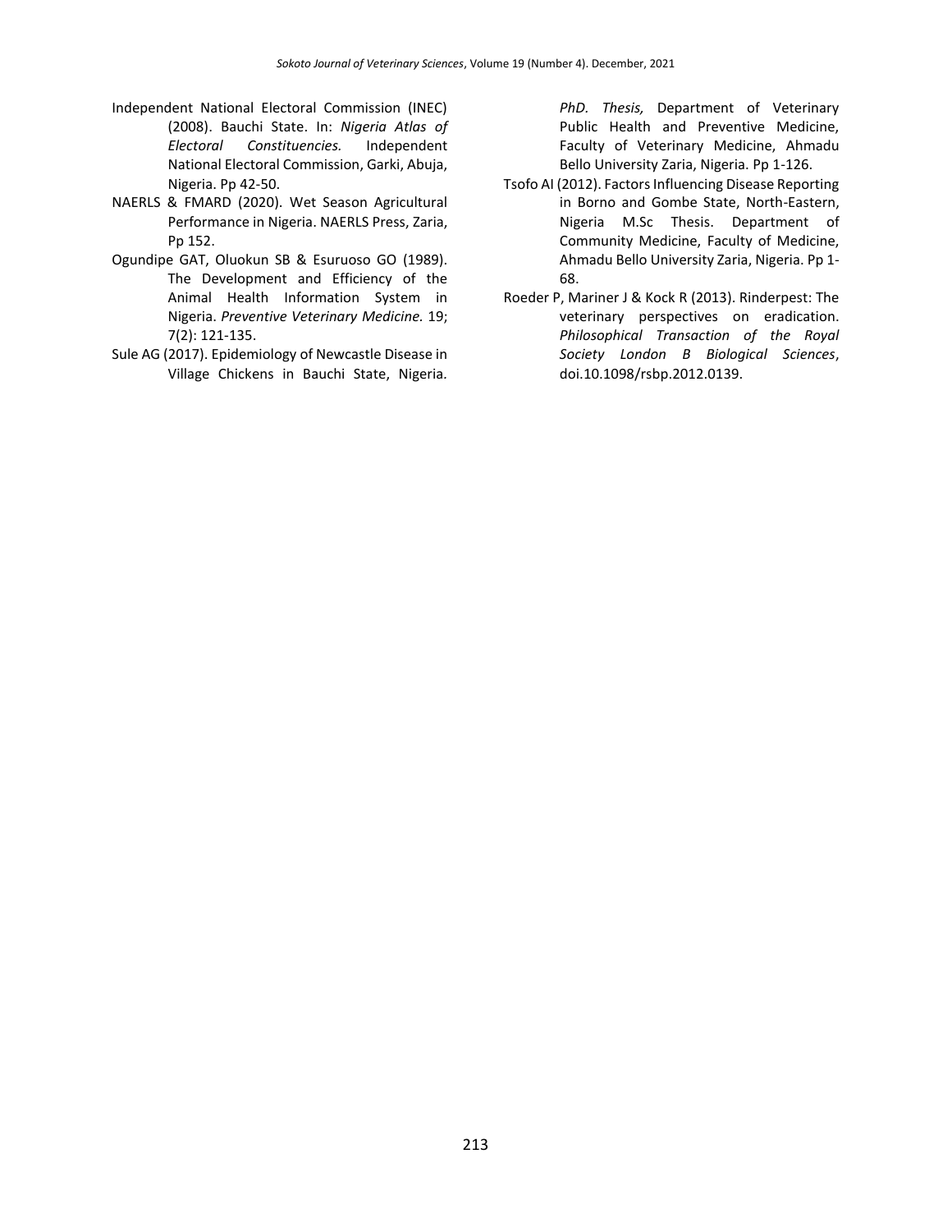Independent National Electoral Commission (INEC) (2008). Bauchi State. In: *Nigeria Atlas of Electoral Constituencies.* Independent National Electoral Commission, Garki, Abuja, Nigeria. Pp 42-50.

NAERLS & FMARD (2020). Wet Season Agricultural Performance in Nigeria. NAERLS Press, Zaria, Pp 152.

Ogundipe GAT, Oluokun SB & Esuruoso GO (1989). The Development and Efficiency of the Animal Health Information System in Nigeria. *Preventive Veterinary Medicine.* 19; 7(2): 121-135.

Sule AG (2017). Epidemiology of Newcastle Disease in Village Chickens in Bauchi State, Nigeria. *PhD. Thesis,* Department of Veterinary Public Health and Preventive Medicine, Faculty of Veterinary Medicine, Ahmadu Bello University Zaria, Nigeria. Pp 1-126.

Tsofo AI (2012). Factors Influencing Disease Reporting in Borno and Gombe State, North-Eastern, Nigeria M.Sc Thesis. Department of Community Medicine, Faculty of Medicine, Ahmadu Bello University Zaria, Nigeria. Pp 1-68.

Roeder P, Mariner J & Kock R (2013). Rinderpest: The veterinary perspectives on eradication. *Philosophical Transaction of the Royal Society London B Biological Sciences*, doi.10.1098/rsbp.2012.0139.